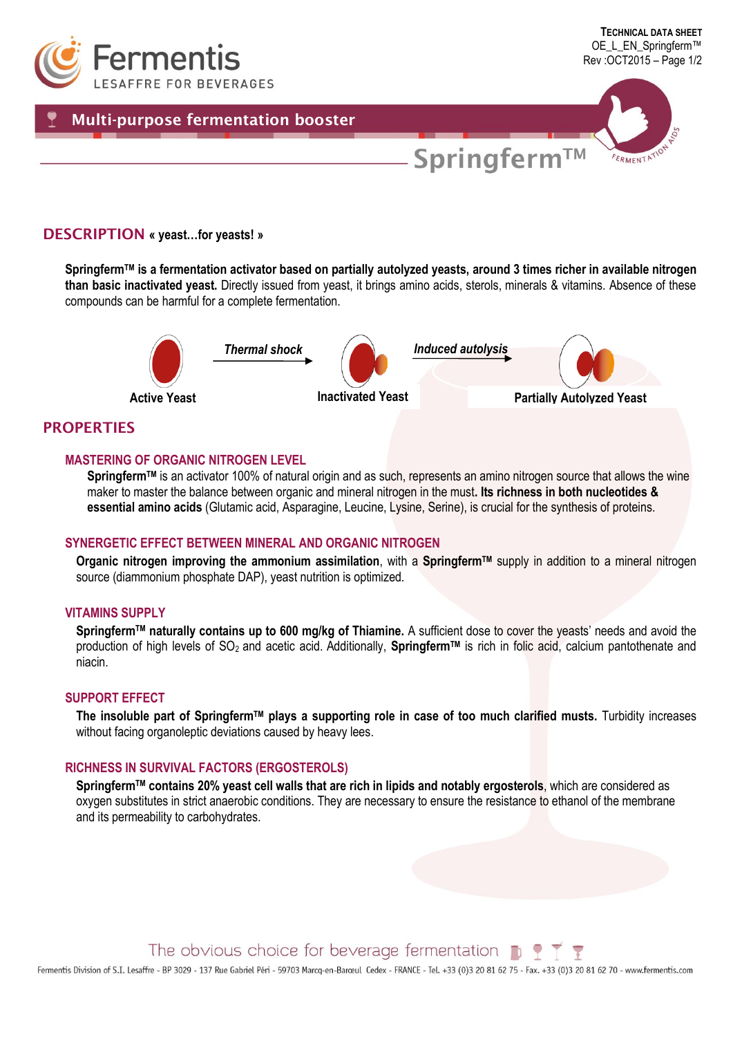**TECHNICAL DATA SHEET**
OE_L_EN_Springferm™
Rev :OCT2015 – Page 1/2

# Multi-purpose fermentation booster

## Springferm™

## DESCRIPTION « yeast…for yeasts! »

**Springferm™ is a fermentation activator based on partially autolyzed yeasts, around 3 times richer in available nitrogen than basic inactivated yeast.** Directly issued from yeast, it brings amino acids, sterols, minerals & vitamins. Absence of these compounds can be harmful for a complete fermentation.

Active Yeast → *Thermal shock* → Inactivated Yeast → *Induced autolysis* → Partially Autolyzed Yeast

## PROPERTIES

### MASTERING OF ORGANIC NITROGEN LEVEL

**Springferm™** is an activator 100% of natural origin and as such, represents an amino nitrogen source that allows the wine maker to master the balance between organic and mineral nitrogen in the must**. Its richness in both nucleotides & essential amino acids** (Glutamic acid, Asparagine, Leucine, Lysine, Serine), is crucial for the synthesis of proteins.

### SYNERGETIC EFFECT BETWEEN MINERAL AND ORGANIC NITROGEN

**Organic nitrogen improving the ammonium assimilation**, with a **Springferm™** supply in addition to a mineral nitrogen source (diammonium phosphate DAP), yeast nutrition is optimized.

### VITAMINS SUPPLY

**Springferm™ naturally contains up to 600 mg/kg of Thiamine.** A sufficient dose to cover the yeasts' needs and avoid the production of high levels of $SO_2$ and acetic acid. Additionally, **Springferm™** is rich in folic acid, calcium pantothenate and niacin.

### SUPPORT EFFECT

**The insoluble part of Springferm™ plays a supporting role in case of too much clarified musts.** Turbidity increases without facing organoleptic deviations caused by heavy lees.

### RICHNESS IN SURVIVAL FACTORS (ERGOSTEROLS)

**Springferm™ contains 20% yeast cell walls that are rich in lipids and notably ergosterols**, which are considered as oxygen substitutes in strict anaerobic conditions. They are necessary to ensure the resistance to ethanol of the membrane and its permeability to carbohydrates.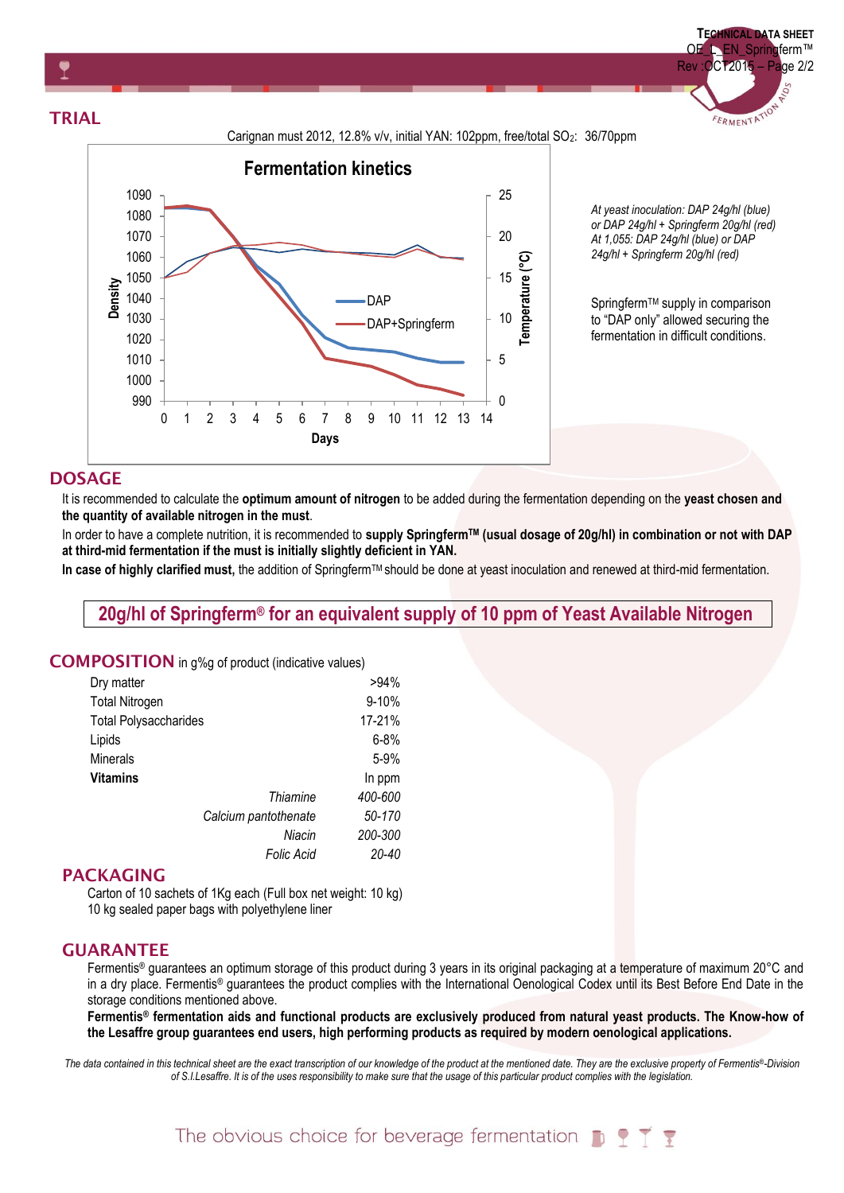## TRIAL

Carignan must 2012, 12.8% v/v, initial YAN: 102ppm, free/total $SO_2$: 36/70ppm

Fermentation kinetics

Density

1090
1080
1070
1060
1050
1040
1030
1020
1010
1000
990

0 1 2 3 4 5 6 7 8 9 10 11 12 13 14

Days

Temperature (°C)

25
20
15
10
5
0

DAP
DAP+Springferm

*At yeast inoculation: DAP 24g/hl (blue) or DAP 24g/hl + Springferm 20g/hl (red)*
*At 1,055: DAP 24g/hl (blue) or DAP 24g/hl + Springferm 20g/hl (red)*

Springferm™ supply in comparison to "DAP only" allowed securing the fermentation in difficult conditions.

## DOSAGE

It is recommended to calculate the **optimum amount of nitrogen** to be added during the fermentation depending on the **yeast chosen and the quantity of available nitrogen in the must**.

In order to have a complete nutrition, it is recommended to **supply Springferm™ (usual dosage of 20g/hl) in combination or not with DAP at third-mid fermentation if the must is initially slightly deficient in YAN.**

**In case of highly clarified must,** the addition of Springferm™ should be done at yeast inoculation and renewed at third-mid fermentation.

**20g/hl of Springferm® for an equivalent supply of 10 ppm of Yeast Available Nitrogen**

## COMPOSITION in g%g of product (indicative values)

| | | |
|---|---|---|
| Dry matter | | >94% |
| Total Nitrogen | | 9-10% |
| Total Polysaccharides | | 17-21% |
| Lipids | | 6-8% |
| Minerals | | 5-9% |
| **Vitamins** | | In ppm |
| | *Thiamine* | *400-600* |
| | *Calcium pantothenate* | *50-170* |
| | *Niacin* | *200-300* |
| | *Folic Acid* | *20-40* |

## PACKAGING

Carton of 10 sachets of 1Kg each (Full box net weight: 10 kg)
10 kg sealed paper bags with polyethylene liner

## GUARANTEE

Fermentis® guarantees an optimum storage of this product during 3 years in its original packaging at a temperature of maximum 20°C and in a dry place. Fermentis® guarantees the product complies with the International Oenological Codex until its Best Before End Date in the storage conditions mentioned above.

**Fermentis® fermentation aids and functional products are exclusively produced from natural yeast products. The Know-how of the Lesaffre group guarantees end users, high performing products as required by modern oenological applications.**

*The data contained in this technical sheet are the exact transcription of our knowledge of the product at the mentioned date. They are the exclusive property of Fermentis®-Division of S.I.Lesaffre. It is of the uses responsibility to make sure that the usage of this particular product complies with the legislation.*